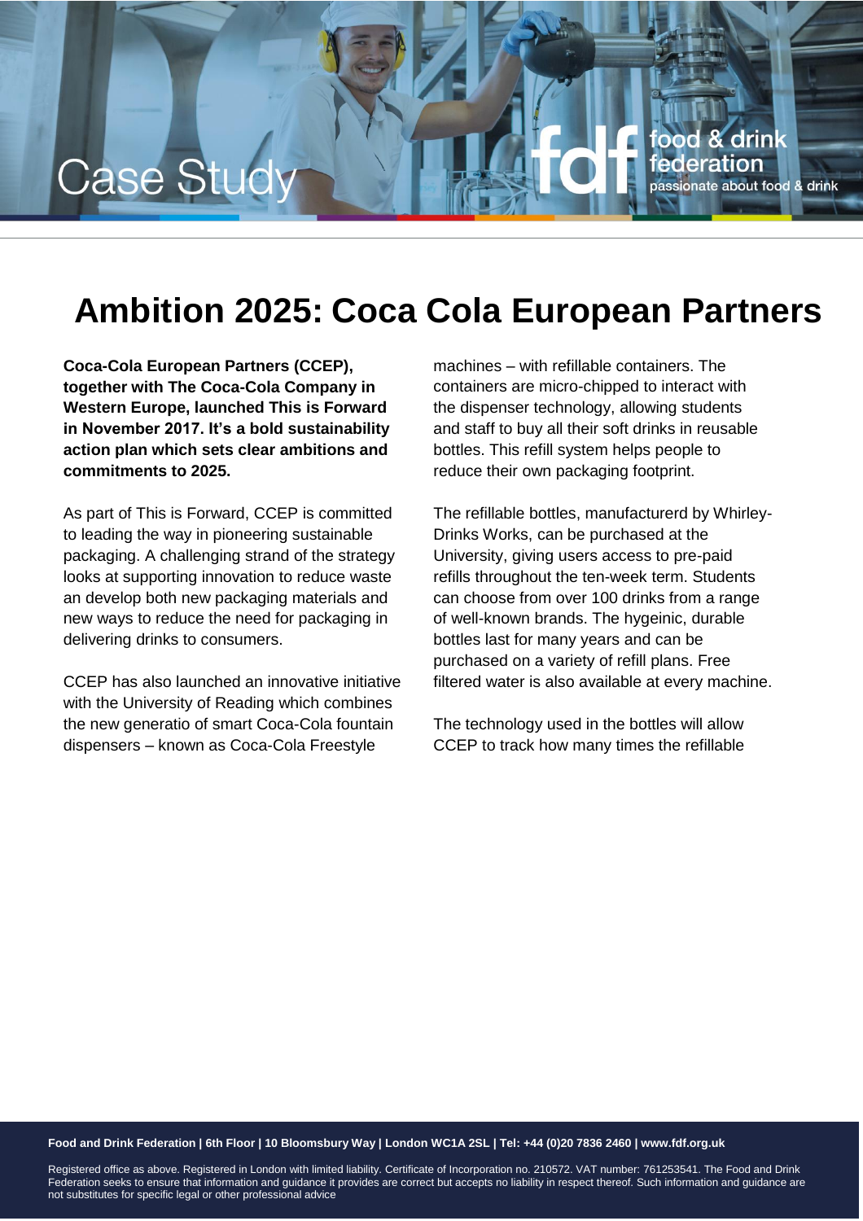Case Study

# Ambition 2025: Coca Cola European Partners

**Coca-Cola European Partners (CCEP), together with The Coca-Cola Company in Western Europe, launched This is Forward in November 2017. It's a bold sustainability action plan which sets clear ambitions and commitments to 2025.**

As part of This is Forward, CCEP is committed to leading the way in pioneering sustainable packaging. A challenging strand of the strategy looks at supporting innovation to reduce waste an develop both new packaging materials and new ways to reduce the need for packaging in delivering drinks to consumers.

CCEP has also launched an innovative initiative with the University of Reading which combines the new generatio of smart Coca-Cola fountain dispensers – known as Coca-Cola Freestyle machines – with refillable containers. The containers are micro-chipped to interact with the dispenser technology, allowing students and staff to buy all their soft drinks in reusable bottles. This refill system helps people to reduce their own packaging footprint.

The refillable bottles, manufacturerd by Whirley-Drinks Works, can be purchased at the University, giving users access to pre-paid refills throughout the ten-week term. Students can choose from over 100 drinks from a range of well-known brands. The hygeinic, durable bottles last for many years and can be purchased on a variety of refill plans. Free filtered water is also available at every machine.

The technology used in the bottles will allow CCEP to track how many times the refillable

**Food and Drink Federation | 6th Floor | 10 Bloomsbury Way | London WC1A 2SL | Tel: +44 (0)20 7836 2460 | www.fdf.org.uk**

Registered office as above. Registered in London with limited liability. Certificate of Incorporation no. 210572. VAT number: 761253541. The Food and Drink Federation seeks to ensure that information and guidance it provides are correct but accepts no liability in respect thereof. Such information and guidance are not substitutes for specific legal or other professional advice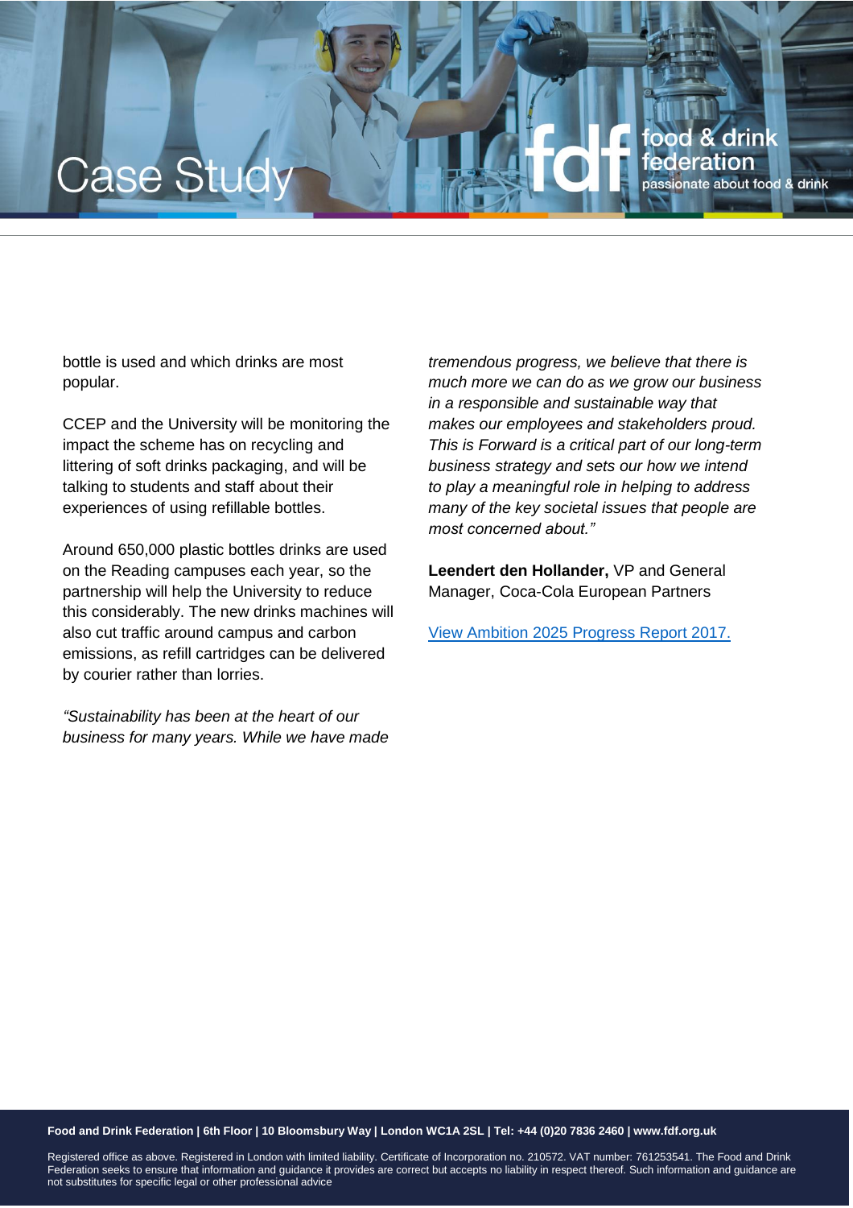bottle is used and which drinks are most popular.

CCEP and the University will be monitoring the impact the scheme has on recycling and littering of soft drinks packaging, and will be talking to students and staff about their experiences of using refillable bottles.

Around 650,000 plastic bottles drinks are used on the Reading campuses each year, so the partnership will help the University to reduce this considerably. The new drinks machines will also cut traffic around campus and carbon emissions, as refill cartridges can be delivered by courier rather than lorries.

*"Sustainability has been at the heart of our business for many years. While we have made tremendous progress, we believe that there is much more we can do as we grow our business in a responsible and sustainable way that makes our employees and stakeholders proud. This is Forward is a critical part of our long-term business strategy and sets our how we intend to play a meaningful role in helping to address many of the key societal issues that people are most concerned about."*

**Leendert den Hollander,** VP and General Manager, Coca-Cola European Partners

View Ambition 2025 Progress Report 2017.

**Food and Drink Federation | 6th Floor | 10 Bloomsbury Way | London WC1A 2SL | Tel: +44 (0)20 7836 2460 | www.fdf.org.uk**

Registered office as above. Registered in London with limited liability. Certificate of Incorporation no. 210572. VAT number: 761253541. The Food and Drink Federation seeks to ensure that information and guidance it provides are correct but accepts no liability in respect thereof. Such information and guidance are not substitutes for specific legal or other professional advice